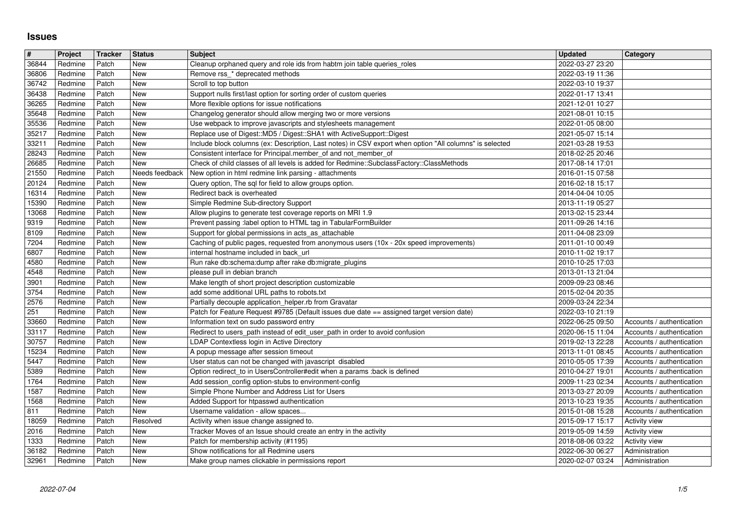# Issues

| # | Project | Tracker | Status | Subject | Updated | Category |
|---|---|---|---|---|---|---|
| 36844 | Redmine | Patch | New | Cleanup orphaned query and role ids from habtm join table queries_roles | 2022-03-27 23:20 | |
| 36806 | Redmine | Patch | New | Remove rss_* deprecated methods | 2022-03-19 11:36 | |
| 36742 | Redmine | Patch | New | Scroll to top button | 2022-03-10 19:37 | |
| 36438 | Redmine | Patch | New | Support nulls first/last option for sorting order of custom queries | 2022-01-17 13:41 | |
| 36265 | Redmine | Patch | New | More flexible options for issue notifications | 2021-12-01 10:27 | |
| 35648 | Redmine | Patch | New | Changelog generator should allow merging two or more versions | 2021-08-01 10:15 | |
| 35536 | Redmine | Patch | New | Use webpack to improve javascripts and stylesheets management | 2022-01-05 08:00 | |
| 35217 | Redmine | Patch | New | Replace use of Digest::MD5 / Digest::SHA1 with ActiveSupport::Digest | 2021-05-07 15:14 | |
| 33211 | Redmine | Patch | New | Include block columns (ex: Description, Last notes) in CSV export when option "All columns" is selected | 2021-03-28 19:53 | |
| 28243 | Redmine | Patch | New | Consistent interface for Principal.member_of and not_member_of | 2018-02-25 20:46 | |
| 26685 | Redmine | Patch | New | Check of child classes of all levels is added for Redmine::SubclassFactory::ClassMethods | 2017-08-14 17:01 | |
| 21550 | Redmine | Patch | Needs feedback | New option in html redmine link parsing - attachments | 2016-01-15 07:58 | |
| 20124 | Redmine | Patch | New | Query option, The sql for field to allow groups option. | 2016-02-18 15:17 | |
| 16314 | Redmine | Patch | New | Redirect back is overheated | 2014-04-04 10:05 | |
| 15390 | Redmine | Patch | New | Simple Redmine Sub-directory Support | 2013-11-19 05:27 | |
| 13068 | Redmine | Patch | New | Allow plugins to generate test coverage reports on MRI 1.9 | 2013-02-15 23:44 | |
| 9319 | Redmine | Patch | New | Prevent passing :label option to HTML tag in TabularFormBuilder | 2011-09-26 14:16 | |
| 8109 | Redmine | Patch | New | Support for global permissions in acts_as_attachable | 2011-04-08 23:09 | |
| 7204 | Redmine | Patch | New | Caching of public pages, requested from anonymous users (10x - 20x speed improvements) | 2011-01-10 00:49 | |
| 6807 | Redmine | Patch | New | internal hostname included in back_url | 2010-11-02 19:17 | |
| 4580 | Redmine | Patch | New | Run rake db:schema:dump after rake db:migrate_plugins | 2010-10-25 17:03 | |
| 4548 | Redmine | Patch | New | please pull in debian branch | 2013-01-13 21:04 | |
| 3901 | Redmine | Patch | New | Make length of short project description customizable | 2009-09-23 08:46 | |
| 3754 | Redmine | Patch | New | add some additional URL paths to robots.txt | 2015-02-04 20:35 | |
| 2576 | Redmine | Patch | New | Partially decouple application_helper.rb from Gravatar | 2009-03-24 22:34 | |
| 251 | Redmine | Patch | New | Patch for Feature Request #9785 (Default issues due date == assigned target version date) | 2022-03-10 21:19 | |
| 33660 | Redmine | Patch | New | Information text on sudo password entry | 2022-06-25 09:50 | Accounts / authentication |
| 33117 | Redmine | Patch | New | Redirect to users_path instead of edit_user_path in order to avoid confusion | 2020-06-15 11:04 | Accounts / authentication |
| 30757 | Redmine | Patch | New | LDAP Contextless login in Active Directory | 2019-02-13 22:28 | Accounts / authentication |
| 15234 | Redmine | Patch | New | A popup message after session timeout | 2013-11-01 08:45 | Accounts / authentication |
| 5447 | Redmine | Patch | New | User status can not be changed with javascript disabled | 2010-05-05 17:39 | Accounts / authentication |
| 5389 | Redmine | Patch | New | Option redirect_to in UsersController#edit when a params :back is defined | 2010-04-27 19:01 | Accounts / authentication |
| 1764 | Redmine | Patch | New | Add session_config option-stubs to environment-config | 2009-11-23 02:34 | Accounts / authentication |
| 1587 | Redmine | Patch | New | Simple Phone Number and Address List for Users | 2013-03-27 20:09 | Accounts / authentication |
| 1568 | Redmine | Patch | New | Added Support for htpasswd authentication | 2013-10-23 19:35 | Accounts / authentication |
| 811 | Redmine | Patch | New | Username validation - allow spaces... | 2015-01-08 15:28 | Accounts / authentication |
| 18059 | Redmine | Patch | Resolved | Activity when issue change assigned to. | 2015-09-17 15:17 | Activity view |
| 2016 | Redmine | Patch | New | Tracker Moves of an Issue should create an entry in the activity | 2019-05-09 14:59 | Activity view |
| 1333 | Redmine | Patch | New | Patch for membership activity (#1195) | 2018-08-06 03:22 | Activity view |
| 36182 | Redmine | Patch | New | Show notifications for all Redmine users | 2022-06-30 06:27 | Administration |
| 32961 | Redmine | Patch | New | Make group names clickable in permissions report | 2020-02-07 03:24 | Administration |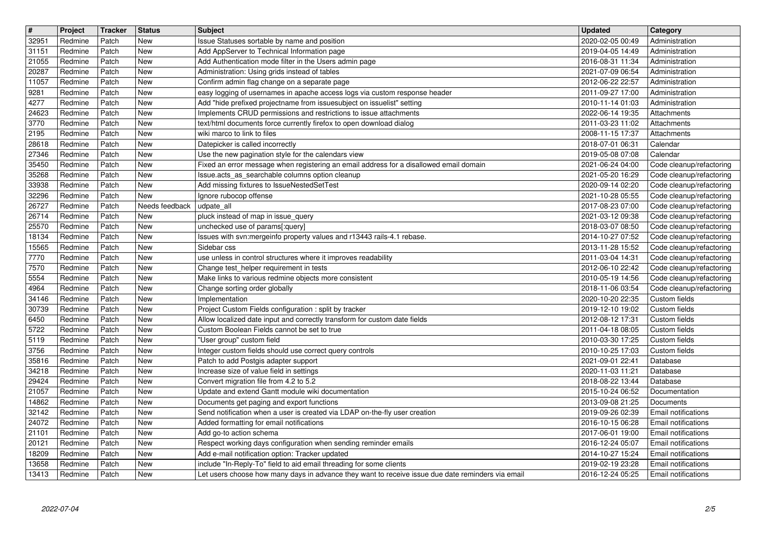| # | Project | Tracker | Status | Subject | Updated | Category |
| --- | --- | --- | --- | --- | --- | --- |
| 32951 | Redmine | Patch | New | Issue Statuses sortable by name and position | 2020-02-05 00:49 | Administration |
| 31151 | Redmine | Patch | New | Add AppServer to Technical Information page | 2019-04-05 14:49 | Administration |
| 21055 | Redmine | Patch | New | Add Authentication mode filter in the Users admin page | 2016-08-31 11:34 | Administration |
| 20287 | Redmine | Patch | New | Administration: Using grids instead of tables | 2021-07-09 06:54 | Administration |
| 11057 | Redmine | Patch | New | Confirm admin flag change on a separate page | 2012-06-22 22:57 | Administration |
| 9281 | Redmine | Patch | New | easy logging of usernames in apache access logs via custom response header | 2011-09-27 17:00 | Administration |
| 4277 | Redmine | Patch | New | Add "hide prefixed projectname from issuesubject on issuelist" setting | 2010-11-14 01:03 | Administration |
| 24623 | Redmine | Patch | New | Implements CRUD permissions and restrictions to issue attachments | 2022-06-14 19:35 | Attachments |
| 3770 | Redmine | Patch | New | text/html documents force currently firefox to open download dialog | 2011-03-23 11:02 | Attachments |
| 2195 | Redmine | Patch | New | wiki marco to link to files | 2008-11-15 17:37 | Attachments |
| 28618 | Redmine | Patch | New | Datepicker is called incorrectly | 2018-07-01 06:31 | Calendar |
| 27346 | Redmine | Patch | New | Use the new pagination style for the calendars view | 2019-05-08 07:08 | Calendar |
| 35450 | Redmine | Patch | New | Fixed an error message when registering an email address for a disallowed email domain | 2021-06-24 04:00 | Code cleanup/refactoring |
| 35268 | Redmine | Patch | New | Issue.acts_as_searchable columns option cleanup | 2021-05-20 16:29 | Code cleanup/refactoring |
| 33938 | Redmine | Patch | New | Add missing fixtures to IssueNestedSetTest | 2020-09-14 02:20 | Code cleanup/refactoring |
| 32296 | Redmine | Patch | New | Ignore rubocop offense | 2021-10-28 05:55 | Code cleanup/refactoring |
| 26727 | Redmine | Patch | Needs feedback | udpate_all | 2017-08-23 07:00 | Code cleanup/refactoring |
| 26714 | Redmine | Patch | New | pluck instead of map in issue_query | 2021-03-12 09:38 | Code cleanup/refactoring |
| 25570 | Redmine | Patch | New | unchecked use of params[:query] | 2018-03-07 08:50 | Code cleanup/refactoring |
| 18134 | Redmine | Patch | New | Issues with svn:mergeinfo property values and r13443 rails-4.1 rebase. | 2014-10-27 07:52 | Code cleanup/refactoring |
| 15565 | Redmine | Patch | New | Sidebar css | 2013-11-28 15:52 | Code cleanup/refactoring |
| 7770 | Redmine | Patch | New | use unless in control structures where it improves readability | 2011-03-04 14:31 | Code cleanup/refactoring |
| 7570 | Redmine | Patch | New | Change test_helper requirement in tests | 2012-06-10 22:42 | Code cleanup/refactoring |
| 5554 | Redmine | Patch | New | Make links to various redmine objects more consistent | 2010-05-19 14:56 | Code cleanup/refactoring |
| 4964 | Redmine | Patch | New | Change sorting order globally | 2018-11-06 03:54 | Code cleanup/refactoring |
| 34146 | Redmine | Patch | New | Implementation | 2020-10-20 22:35 | Custom fields |
| 30739 | Redmine | Patch | New | Project Custom Fields configuration : split by tracker | 2019-12-10 19:02 | Custom fields |
| 6450 | Redmine | Patch | New | Allow localized date input and correctly transform for custom date fields | 2012-08-12 17:31 | Custom fields |
| 5722 | Redmine | Patch | New | Custom Boolean Fields cannot be set to true | 2011-04-18 08:05 | Custom fields |
| 5119 | Redmine | Patch | New | "User group" custom field | 2010-03-30 17:25 | Custom fields |
| 3756 | Redmine | Patch | New | Integer custom fields should use correct query controls | 2010-10-25 17:03 | Custom fields |
| 35816 | Redmine | Patch | New | Patch to add Postgis adapter support | 2021-09-01 22:41 | Database |
| 34218 | Redmine | Patch | New | Increase size of value field in settings | 2020-11-03 11:21 | Database |
| 29424 | Redmine | Patch | New | Convert migration file from 4.2 to 5.2 | 2018-08-22 13:44 | Database |
| 21057 | Redmine | Patch | New | Update and extend Gantt module wiki documentation | 2015-10-24 06:52 | Documentation |
| 14862 | Redmine | Patch | New | Documents get paging and export functions | 2013-09-08 21:25 | Documents |
| 32142 | Redmine | Patch | New | Send notification when a user is created via LDAP on-the-fly user creation | 2019-09-26 02:39 | Email notifications |
| 24072 | Redmine | Patch | New | Added formatting for email notifications | 2016-10-15 06:28 | Email notifications |
| 21101 | Redmine | Patch | New | Add go-to action schema | 2017-06-01 19:00 | Email notifications |
| 20121 | Redmine | Patch | New | Respect working days configuration when sending reminder emails | 2016-12-24 05:07 | Email notifications |
| 18209 | Redmine | Patch | New | Add e-mail notification option: Tracker updated | 2014-10-27 15:24 | Email notifications |
| 13658 | Redmine | Patch | New | include "In-Reply-To" field to aid email threading for some clients | 2019-02-19 23:28 | Email notifications |
| 13413 | Redmine | Patch | New | Let users choose how many days in advance they want to receive issue due date reminders via email | 2016-12-24 05:25 | Email notifications |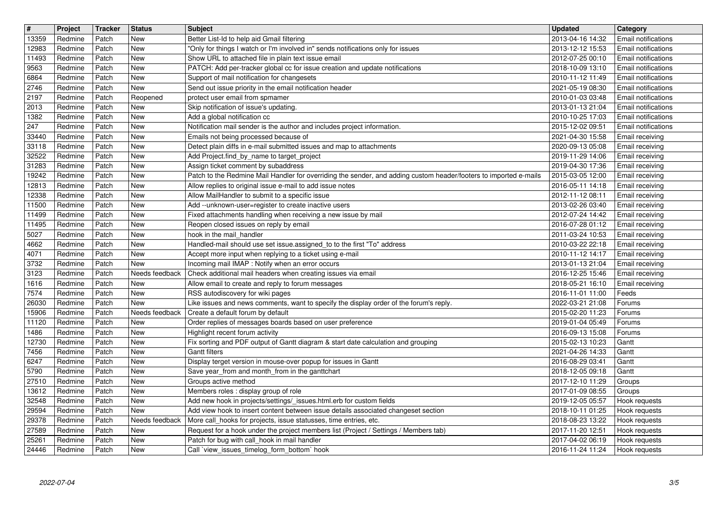| # | Project | Tracker | Status | Subject | Updated | Category |
|---|---|---|---|---|---|---|
| 13359 | Redmine | Patch | New | Better List-Id to help aid Gmail filtering | 2013-04-16 14:32 | Email notifications |
| 12983 | Redmine | Patch | New | "Only for things I watch or I'm involved in" sends notifications only for issues | 2013-12-12 15:53 | Email notifications |
| 11493 | Redmine | Patch | New | Show URL to attached file in plain text issue email | 2012-07-25 00:10 | Email notifications |
| 9563 | Redmine | Patch | New | PATCH: Add per-tracker global cc for issue creation and update notifications | 2018-10-09 13:10 | Email notifications |
| 6864 | Redmine | Patch | New | Support of mail notification for changesets | 2010-11-12 11:49 | Email notifications |
| 2746 | Redmine | Patch | New | Send out issue priority in the email notification header | 2021-05-19 08:30 | Email notifications |
| 2197 | Redmine | Patch | Reopened | protect user email from spmamer | 2010-01-03 03:48 | Email notifications |
| 2013 | Redmine | Patch | New | Skip notification of issue's updating. | 2013-01-13 21:04 | Email notifications |
| 1382 | Redmine | Patch | New | Add a global notification cc | 2010-10-25 17:03 | Email notifications |
| 247 | Redmine | Patch | New | Notification mail sender is the author and includes project information. | 2015-12-02 09:51 | Email notifications |
| 33440 | Redmine | Patch | New | Emails not being processed because of | 2021-04-30 15:58 | Email receiving |
| 33118 | Redmine | Patch | New | Detect plain diffs in e-mail submitted issues and map to attachments | 2020-09-13 05:08 | Email receiving |
| 32522 | Redmine | Patch | New | Add Project.find_by_name to target_project | 2019-11-29 14:06 | Email receiving |
| 31283 | Redmine | Patch | New | Assign ticket comment by subaddress | 2019-04-30 17:36 | Email receiving |
| 19242 | Redmine | Patch | New | Patch to the Redmine Mail Handler for overriding the sender, and adding custom header/footers to imported e-mails | 2015-03-05 12:00 | Email receiving |
| 12813 | Redmine | Patch | New | Allow replies to original issue e-mail to add issue notes | 2016-05-11 14:18 | Email receiving |
| 12338 | Redmine | Patch | New | Allow MailHandler to submit to a specific issue | 2012-11-12 08:11 | Email receiving |
| 11500 | Redmine | Patch | New | Add --unknown-user=register to create inactive users | 2013-02-26 03:40 | Email receiving |
| 11499 | Redmine | Patch | New | Fixed attachments handling when receiving a new issue by mail | 2012-07-24 14:42 | Email receiving |
| 11495 | Redmine | Patch | New | Reopen closed issues on reply by email | 2016-07-28 01:12 | Email receiving |
| 5027 | Redmine | Patch | New | hook in the mail_handler | 2011-03-24 10:53 | Email receiving |
| 4662 | Redmine | Patch | New | Handled-mail should use set issue.assigned_to to the first "To" address | 2010-03-22 22:18 | Email receiving |
| 4071 | Redmine | Patch | New | Accept more input when replying to a ticket using e-mail | 2010-11-12 14:17 | Email receiving |
| 3732 | Redmine | Patch | New | Incoming mail IMAP : Notify when an error occurs | 2013-01-13 21:04 | Email receiving |
| 3123 | Redmine | Patch | Needs feedback | Check additional mail headers when creating issues via email | 2016-12-25 15:46 | Email receiving |
| 1616 | Redmine | Patch | New | Allow email to create and reply to forum messages | 2018-05-21 16:10 | Email receiving |
| 7574 | Redmine | Patch | New | RSS autodiscovery for wiki pages | 2016-11-01 11:00 | Feeds |
| 26030 | Redmine | Patch | New | Like issues and news comments, want to specify the display order of the forum's reply. | 2022-03-21 21:08 | Forums |
| 15906 | Redmine | Patch | Needs feedback | Create a default forum by default | 2015-02-20 11:23 | Forums |
| 11120 | Redmine | Patch | New | Order replies of messages boards based on user preference | 2019-01-04 05:49 | Forums |
| 1486 | Redmine | Patch | New | Highlight recent forum activity | 2016-09-13 15:08 | Forums |
| 12730 | Redmine | Patch | New | Fix sorting and PDF output of Gantt diagram & start date calculation and grouping | 2015-02-13 10:23 | Gantt |
| 7456 | Redmine | Patch | New | Gantt filters | 2021-04-26 14:33 | Gantt |
| 6247 | Redmine | Patch | New | Display terget version in mouse-over popup for issues in Gantt | 2016-08-29 03:41 | Gantt |
| 5790 | Redmine | Patch | New | Save year_from and month_from in the ganttchart | 2018-12-05 09:18 | Gantt |
| 27510 | Redmine | Patch | New | Groups active method | 2017-12-10 11:29 | Groups |
| 13612 | Redmine | Patch | New | Members roles : display group of role | 2017-01-09 08:55 | Groups |
| 32548 | Redmine | Patch | New | Add new hook in projects/settings/_issues.html.erb for custom fields | 2019-12-05 05:57 | Hook requests |
| 29594 | Redmine | Patch | New | Add view hook to insert content between issue details associated changeset section | 2018-10-11 01:25 | Hook requests |
| 29378 | Redmine | Patch | Needs feedback | More call_hooks for projects, issue statusses, time entries, etc. | 2018-08-23 13:22 | Hook requests |
| 27589 | Redmine | Patch | New | Request for a hook under the project members list (Project / Settings / Members tab) | 2017-11-20 12:51 | Hook requests |
| 25261 | Redmine | Patch | New | Patch for bug with call_hook in mail handler | 2017-04-02 06:19 | Hook requests |
| 24446 | Redmine | Patch | New | Call `view_issues_timelog_form_bottom` hook | 2016-11-24 11:24 | Hook requests |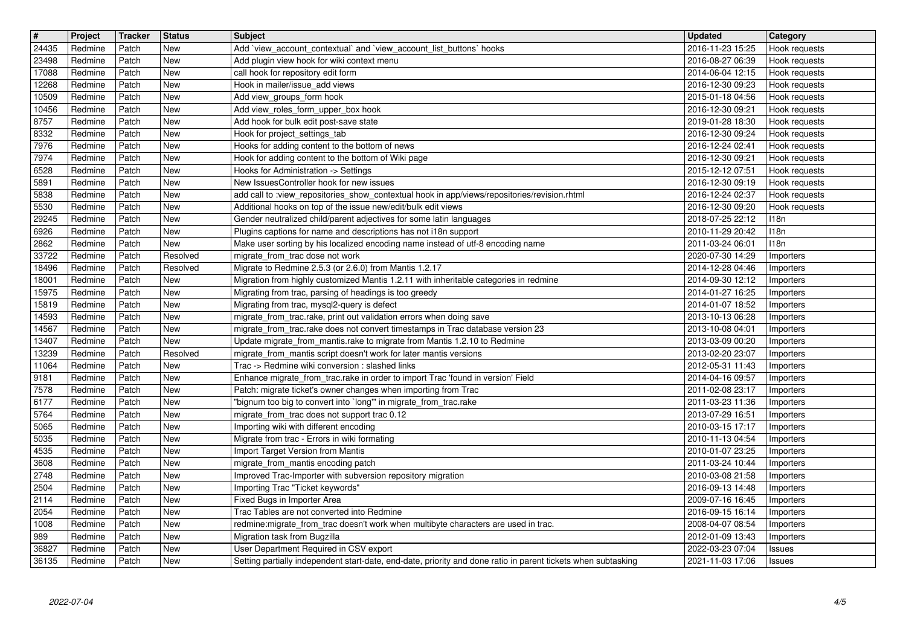| # | Project | Tracker | Status | Subject | Updated | Category |
| --- | --- | --- | --- | --- | --- | --- |
| 24435 | Redmine | Patch | New | Add `view_account_contextual` and `view_account_list_buttons` hooks | 2016-11-23 15:25 | Hook requests |
| 23498 | Redmine | Patch | New | Add plugin view hook for wiki context menu | 2016-08-27 06:39 | Hook requests |
| 17088 | Redmine | Patch | New | call hook for repository edit form | 2014-06-04 12:15 | Hook requests |
| 12268 | Redmine | Patch | New | Hook in mailer/issue_add views | 2016-12-30 09:23 | Hook requests |
| 10509 | Redmine | Patch | New | Add view_groups_form hook | 2015-01-18 04:56 | Hook requests |
| 10456 | Redmine | Patch | New | Add view_roles_form_upper_box hook | 2016-12-30 09:21 | Hook requests |
| 8757 | Redmine | Patch | New | Add hook for bulk edit post-save state | 2019-01-28 18:30 | Hook requests |
| 8332 | Redmine | Patch | New | Hook for project_settings_tab | 2016-12-30 09:24 | Hook requests |
| 7976 | Redmine | Patch | New | Hooks for adding content to the bottom of news | 2016-12-24 02:41 | Hook requests |
| 7974 | Redmine | Patch | New | Hook for adding content to the bottom of Wiki page | 2016-12-30 09:21 | Hook requests |
| 6528 | Redmine | Patch | New | Hooks for Administration -> Settings | 2015-12-12 07:51 | Hook requests |
| 5891 | Redmine | Patch | New | New IssuesController hook for new issues | 2016-12-30 09:19 | Hook requests |
| 5838 | Redmine | Patch | New | add call to :view_repositories_show_contextual hook in app/views/repositories/revision.rhtml | 2016-12-24 02:37 | Hook requests |
| 5530 | Redmine | Patch | New | Additional hooks on top of the issue new/edit/bulk edit views | 2016-12-30 09:20 | Hook requests |
| 29245 | Redmine | Patch | New | Gender neutralized child/parent adjectives for some latin languages | 2018-07-25 22:12 | I18n |
| 6926 | Redmine | Patch | New | Plugins captions for name and descriptions has not i18n support | 2010-11-29 20:42 | I18n |
| 2862 | Redmine | Patch | New | Make user sorting by his localized encoding name instead of utf-8 encoding name | 2011-03-24 06:01 | I18n |
| 33722 | Redmine | Patch | Resolved | migrate_from_trac dose not work | 2020-07-30 14:29 | Importers |
| 18496 | Redmine | Patch | Resolved | Migrate to Redmine 2.5.3 (or 2.6.0) from Mantis 1.2.17 | 2014-12-28 04:46 | Importers |
| 18001 | Redmine | Patch | New | Migration from highly customized Mantis 1.2.11 with inheritable categories in redmine | 2014-09-30 12:12 | Importers |
| 15975 | Redmine | Patch | New | Migrating from trac, parsing of headings is too greedy | 2014-01-27 16:25 | Importers |
| 15819 | Redmine | Patch | New | Migrating from trac, mysql2-query is defect | 2014-01-07 18:52 | Importers |
| 14593 | Redmine | Patch | New | migrate_from_trac.rake, print out validation errors when doing save | 2013-10-13 06:28 | Importers |
| 14567 | Redmine | Patch | New | migrate_from_trac.rake does not convert timestamps in Trac database version 23 | 2013-10-08 04:01 | Importers |
| 13407 | Redmine | Patch | New | Update migrate_from_mantis.rake to migrate from Mantis 1.2.10 to Redmine | 2013-03-09 00:20 | Importers |
| 13239 | Redmine | Patch | Resolved | migrate_from_mantis script doesn't work for later mantis versions | 2013-02-20 23:07 | Importers |
| 11064 | Redmine | Patch | New | Trac -> Redmine wiki conversion : slashed links | 2012-05-31 11:43 | Importers |
| 9181 | Redmine | Patch | New | Enhance migrate_from_trac.rake in order to import Trac 'found in version' Field | 2014-04-16 09:57 | Importers |
| 7578 | Redmine | Patch | New | Patch: migrate ticket's owner changes when importing from Trac | 2011-02-08 23:17 | Importers |
| 6177 | Redmine | Patch | New | "bignum too big to convert into `long'" in migrate_from_trac.rake | 2011-03-23 11:36 | Importers |
| 5764 | Redmine | Patch | New | migrate_from_trac does not support trac 0.12 | 2013-07-29 16:51 | Importers |
| 5065 | Redmine | Patch | New | Importing wiki with different encoding | 2010-03-15 17:17 | Importers |
| 5035 | Redmine | Patch | New | Migrate from trac - Errors in wiki formating | 2010-11-13 04:54 | Importers |
| 4535 | Redmine | Patch | New | Import Target Version from Mantis | 2010-01-07 23:25 | Importers |
| 3608 | Redmine | Patch | New | migrate_from_mantis encoding patch | 2011-03-24 10:44 | Importers |
| 2748 | Redmine | Patch | New | Improved Trac-Importer with subversion repository migration | 2010-03-08 21:58 | Importers |
| 2504 | Redmine | Patch | New | Importing Trac "Ticket keywords" | 2016-09-13 14:48 | Importers |
| 2114 | Redmine | Patch | New | Fixed Bugs in Importer Area | 2009-07-16 16:45 | Importers |
| 2054 | Redmine | Patch | New | Trac Tables are not converted into Redmine | 2016-09-15 16:14 | Importers |
| 1008 | Redmine | Patch | New | redmine:migrate_from_trac doesn't work when multibyte characters are used in trac. | 2008-04-07 08:54 | Importers |
| 989 | Redmine | Patch | New | Migration task from Bugzilla | 2012-01-09 13:43 | Importers |
| 36827 | Redmine | Patch | New | User Department Required in CSV export | 2022-03-23 07:04 | Issues |
| 36135 | Redmine | Patch | New | Setting partially independent start-date, end-date, priority and done ratio in parent tickets when subtasking | 2021-11-03 17:06 | Issues |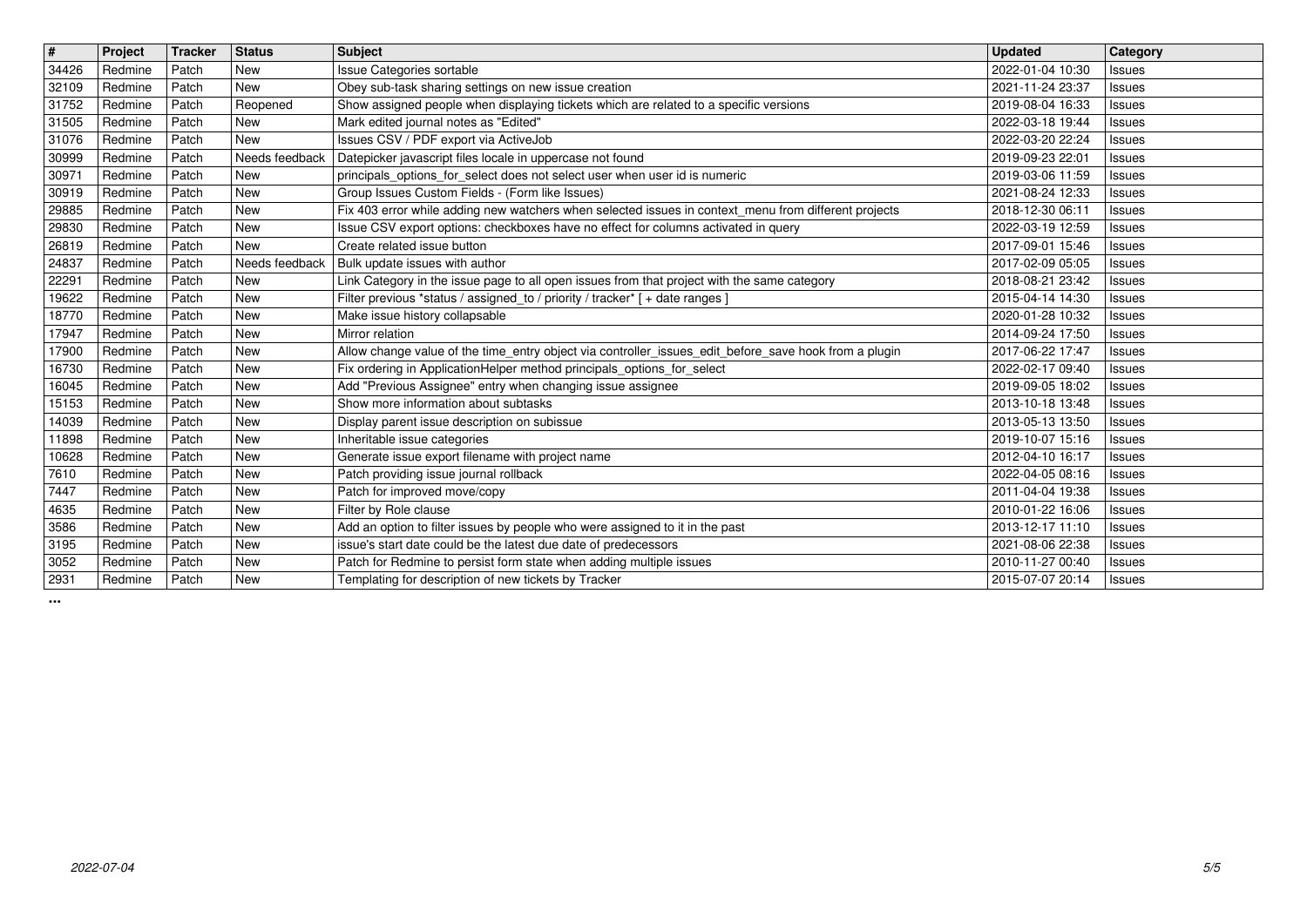| # | Project | Tracker | Status | Subject | Updated | Category |
|---|---|---|---|---|---|---|
| 34426 | Redmine | Patch | New | Issue Categories sortable | 2022-01-04 10:30 | Issues |
| 32109 | Redmine | Patch | New | Obey sub-task sharing settings on new issue creation | 2021-11-24 23:37 | Issues |
| 31752 | Redmine | Patch | Reopened | Show assigned people when displaying tickets which are related to a specific versions | 2019-08-04 16:33 | Issues |
| 31505 | Redmine | Patch | New | Mark edited journal notes as "Edited" | 2022-03-18 19:44 | Issues |
| 31076 | Redmine | Patch | New | Issues CSV / PDF export via ActiveJob | 2022-03-20 22:24 | Issues |
| 30999 | Redmine | Patch | Needs feedback | Datepicker javascript files locale in uppercase not found | 2019-09-23 22:01 | Issues |
| 30971 | Redmine | Patch | New | principals_options_for_select does not select user when user id is numeric | 2019-03-06 11:59 | Issues |
| 30919 | Redmine | Patch | New | Group Issues Custom Fields - (Form like Issues) | 2021-08-24 12:33 | Issues |
| 29885 | Redmine | Patch | New | Fix 403 error while adding new watchers when selected issues in context_menu from different projects | 2018-12-30 06:11 | Issues |
| 29830 | Redmine | Patch | New | Issue CSV export options: checkboxes have no effect for columns activated in query | 2022-03-19 12:59 | Issues |
| 26819 | Redmine | Patch | New | Create related issue button | 2017-09-01 15:46 | Issues |
| 24837 | Redmine | Patch | Needs feedback | Bulk update issues with author | 2017-02-09 05:05 | Issues |
| 22291 | Redmine | Patch | New | Link Category in the issue page to all open issues from that project with the same category | 2018-08-21 23:42 | Issues |
| 19622 | Redmine | Patch | New | Filter previous *status / assigned_to / priority / tracker* [ + date ranges ] | 2015-04-14 14:30 | Issues |
| 18770 | Redmine | Patch | New | Make issue history collapsable | 2020-01-28 10:32 | Issues |
| 17947 | Redmine | Patch | New | Mirror relation | 2014-09-24 17:50 | Issues |
| 17900 | Redmine | Patch | New | Allow change value of the time_entry object via controller_issues_edit_before_save hook from a plugin | 2017-06-22 17:47 | Issues |
| 16730 | Redmine | Patch | New | Fix ordering in ApplicationHelper method principals_options_for_select | 2022-02-17 09:40 | Issues |
| 16045 | Redmine | Patch | New | Add "Previous Assignee" entry when changing issue assignee | 2019-09-05 18:02 | Issues |
| 15153 | Redmine | Patch | New | Show more information about subtasks | 2013-10-18 13:48 | Issues |
| 14039 | Redmine | Patch | New | Display parent issue description on subissue | 2013-05-13 13:50 | Issues |
| 11898 | Redmine | Patch | New | Inheritable issue categories | 2019-10-07 15:16 | Issues |
| 10628 | Redmine | Patch | New | Generate issue export filename with project name | 2012-04-10 16:17 | Issues |
| 7610 | Redmine | Patch | New | Patch providing issue journal rollback | 2022-04-05 08:16 | Issues |
| 7447 | Redmine | Patch | New | Patch for improved move/copy | 2011-04-04 19:38 | Issues |
| 4635 | Redmine | Patch | New | Filter by Role clause | 2010-01-22 16:06 | Issues |
| 3586 | Redmine | Patch | New | Add an option to filter issues by people who were assigned to it in the past | 2013-12-17 11:10 | Issues |
| 3195 | Redmine | Patch | New | issue's start date could be the latest due date of predecessors | 2021-08-06 22:38 | Issues |
| 3052 | Redmine | Patch | New | Patch for Redmine to persist form state when adding multiple issues | 2010-11-27 00:40 | Issues |
| 2931 | Redmine | Patch | New | Templating for description of new tickets by Tracker | 2015-07-07 20:14 | Issues |

...